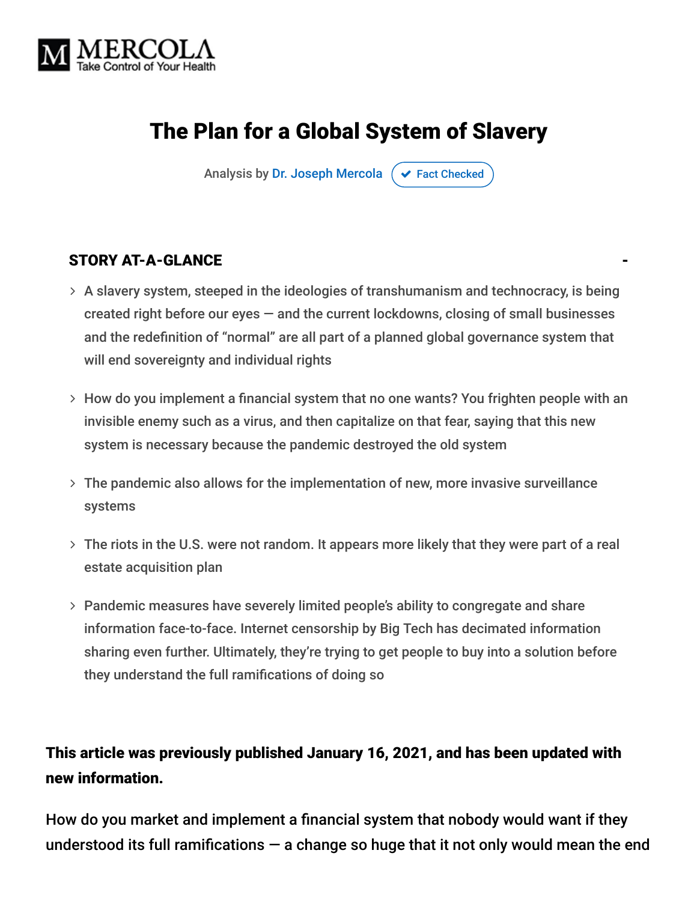MERCOLA
Take Control of Your Health

# The Plan for a Global System of Slavery

Analysis by Dr. Joseph Mercola ✔ Fact Checked

## STORY AT-A-GLANCE

- A slavery system, steeped in the ideologies of transhumanism and technocracy, is being created right before our eyes — and the current lockdowns, closing of small businesses and the redefinition of "normal" are all part of a planned global governance system that will end sovereignty and individual rights
- How do you implement a financial system that no one wants? You frighten people with an invisible enemy such as a virus, and then capitalize on that fear, saying that this new system is necessary because the pandemic destroyed the old system
- The pandemic also allows for the implementation of new, more invasive surveillance systems
- The riots in the U.S. were not random. It appears more likely that they were part of a real estate acquisition plan
- Pandemic measures have severely limited people's ability to congregate and share information face-to-face. Internet censorship by Big Tech has decimated information sharing even further. Ultimately, they're trying to get people to buy into a solution before they understand the full ramifications of doing so

**This article was previously published January 16, 2021, and has been updated with new information.**

How do you market and implement a financial system that nobody would want if they understood its full ramifications — a change so huge that it not only would mean the end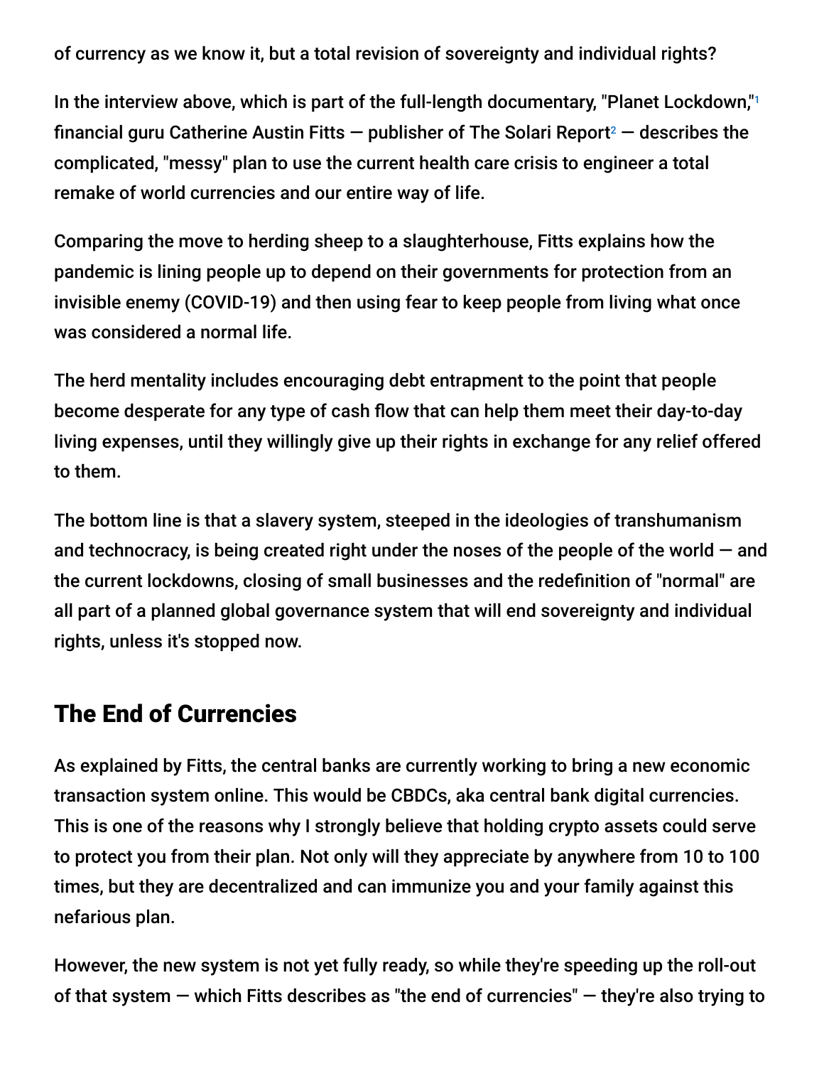of currency as we know it, but a total revision of sovereignty and individual rights?

In the interview above, which is part of the full-length documentary, "Planet Lockdown,"[1] financial guru Catherine Austin Fitts — publisher of The Solari Report[2] — describes the complicated, "messy" plan to use the current health care crisis to engineer a total remake of world currencies and our entire way of life.

Comparing the move to herding sheep to a slaughterhouse, Fitts explains how the pandemic is lining people up to depend on their governments for protection from an invisible enemy (COVID-19) and then using fear to keep people from living what once was considered a normal life.

The herd mentality includes encouraging debt entrapment to the point that people become desperate for any type of cash flow that can help them meet their day-to-day living expenses, until they willingly give up their rights in exchange for any relief offered to them.

The bottom line is that a slavery system, steeped in the ideologies of transhumanism and technocracy, is being created right under the noses of the people of the world — and the current lockdowns, closing of small businesses and the redefinition of "normal" are all part of a planned global governance system that will end sovereignty and individual rights, unless it's stopped now.

## The End of Currencies

As explained by Fitts, the central banks are currently working to bring a new economic transaction system online. This would be CBDCs, aka central bank digital currencies. This is one of the reasons why I strongly believe that holding crypto assets could serve to protect you from their plan. Not only will they appreciate by anywhere from 10 to 100 times, but they are decentralized and can immunize you and your family against this nefarious plan.

However, the new system is not yet fully ready, so while they're speeding up the roll-out of that system — which Fitts describes as "the end of currencies" — they're also trying to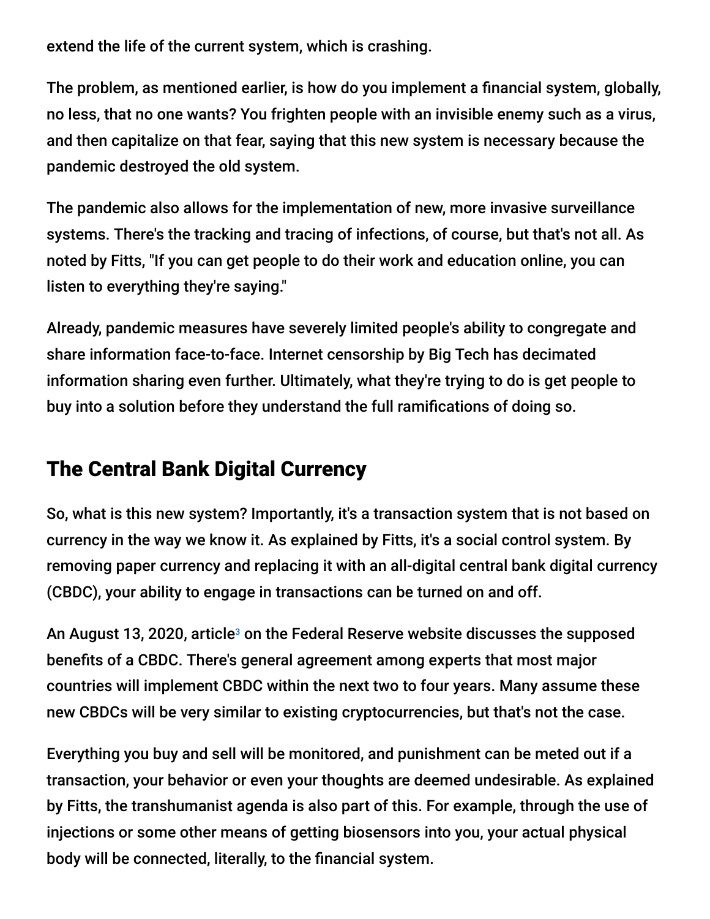extend the life of the current system, which is crashing.

The problem, as mentioned earlier, is how do you implement a financial system, globally, no less, that no one wants? You frighten people with an invisible enemy such as a virus, and then capitalize on that fear, saying that this new system is necessary because the pandemic destroyed the old system.

The pandemic also allows for the implementation of new, more invasive surveillance systems. There's the tracking and tracing of infections, of course, but that's not all. As noted by Fitts, "If you can get people to do their work and education online, you can listen to everything they're saying."

Already, pandemic measures have severely limited people's ability to congregate and share information face-to-face. Internet censorship by Big Tech has decimated information sharing even further. Ultimately, what they're trying to do is get people to buy into a solution before they understand the full ramifications of doing so.

## The Central Bank Digital Currency

So, what is this new system? Importantly, it's a transaction system that is not based on currency in the way we know it. As explained by Fitts, it's a social control system. By removing paper currency and replacing it with an all-digital central bank digital currency (CBDC), your ability to engage in transactions can be turned on and off.

An August 13, 2020, article[3] on the Federal Reserve website discusses the supposed benefits of a CBDC. There's general agreement among experts that most major countries will implement CBDC within the next two to four years. Many assume these new CBDCs will be very similar to existing cryptocurrencies, but that's not the case.

Everything you buy and sell will be monitored, and punishment can be meted out if a transaction, your behavior or even your thoughts are deemed undesirable. As explained by Fitts, the transhumanist agenda is also part of this. For example, through the use of injections or some other means of getting biosensors into you, your actual physical body will be connected, literally, to the financial system.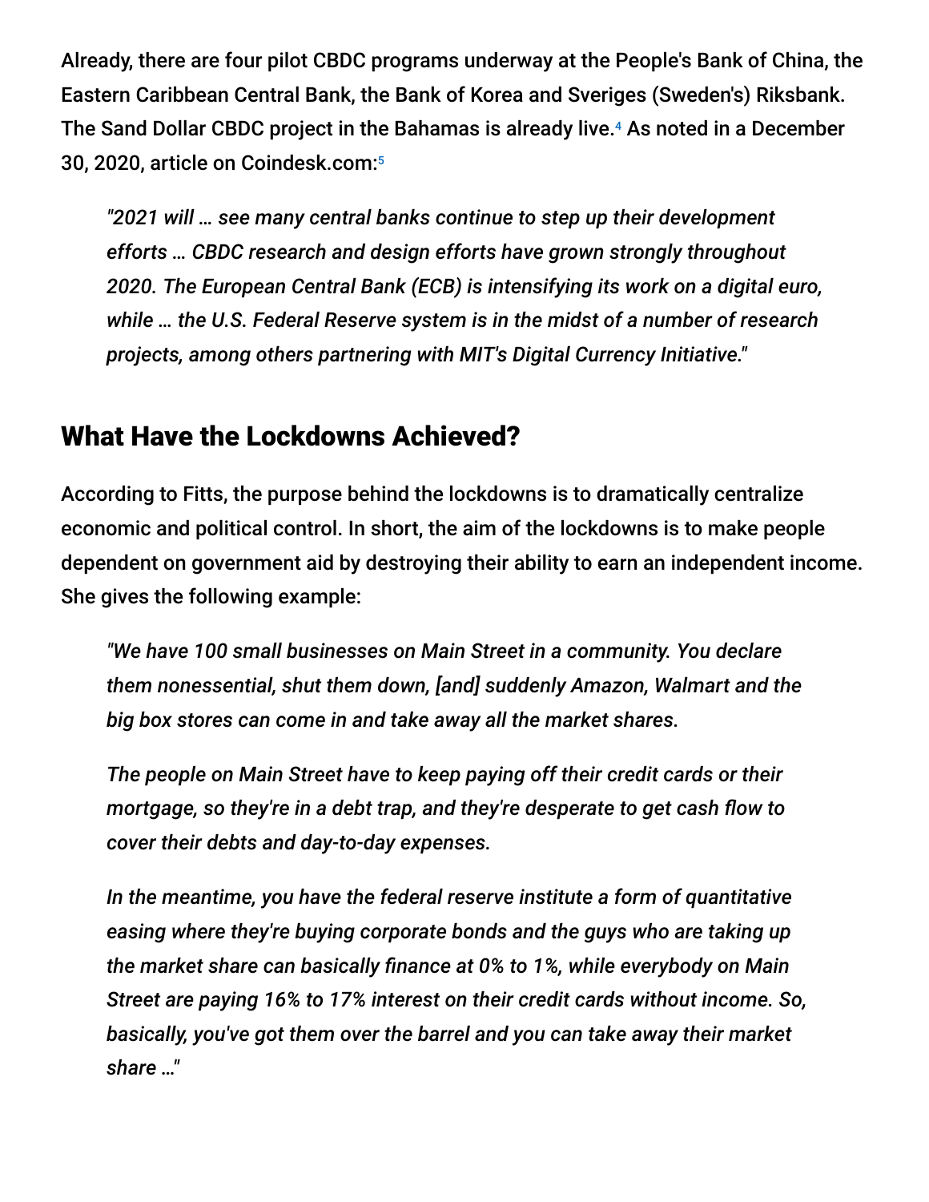Already, there are four pilot CBDC programs underway at the People's Bank of China, the Eastern Caribbean Central Bank, the Bank of Korea and Sveriges (Sweden's) Riksbank. The Sand Dollar CBDC project in the Bahamas is already live.[4] As noted in a December 30, 2020, article on Coindesk.com:[5]

> *"2021 will … see many central banks continue to step up their development efforts … CBDC research and design efforts have grown strongly throughout 2020. The European Central Bank (ECB) is intensifying its work on a digital euro, while … the U.S. Federal Reserve system is in the midst of a number of research projects, among others partnering with MIT's Digital Currency Initiative."*

## What Have the Lockdowns Achieved?

According to Fitts, the purpose behind the lockdowns is to dramatically centralize economic and political control. In short, the aim of the lockdowns is to make people dependent on government aid by destroying their ability to earn an independent income. She gives the following example:

> *"We have 100 small businesses on Main Street in a community. You declare them nonessential, shut them down, [and] suddenly Amazon, Walmart and the big box stores can come in and take away all the market shares.*
>
> *The people on Main Street have to keep paying off their credit cards or their mortgage, so they're in a debt trap, and they're desperate to get cash flow to cover their debts and day-to-day expenses.*
>
> *In the meantime, you have the federal reserve institute a form of quantitative easing where they're buying corporate bonds and the guys who are taking up the market share can basically finance at 0% to 1%, while everybody on Main Street are paying 16% to 17% interest on their credit cards without income. So, basically, you've got them over the barrel and you can take away their market share …"*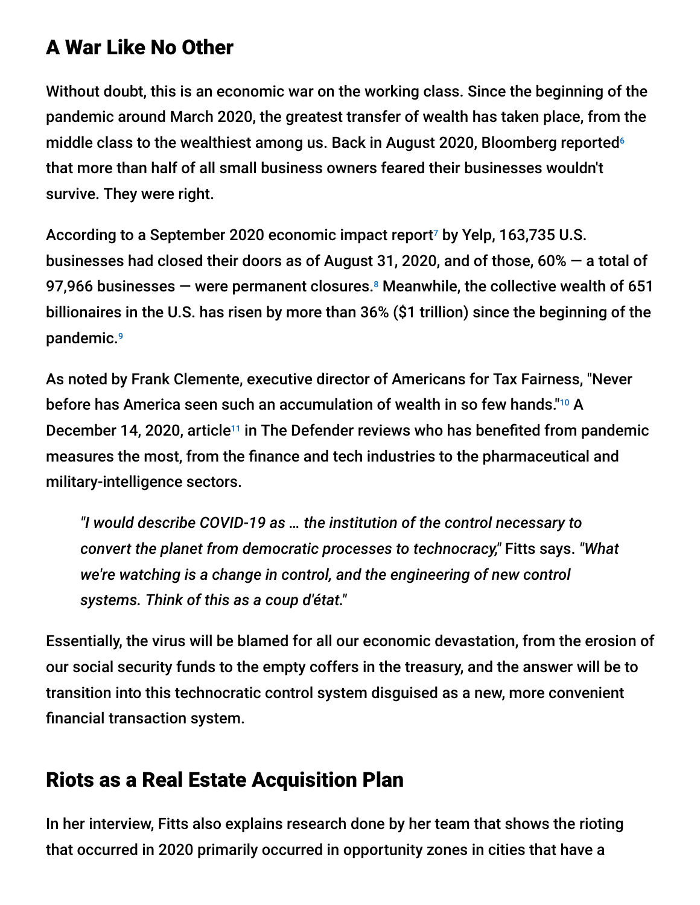## A War Like No Other

Without doubt, this is an economic war on the working class. Since the beginning of the pandemic around March 2020, the greatest transfer of wealth has taken place, from the middle class to the wealthiest among us. Back in August 2020, Bloomberg reported[6] that more than half of all small business owners feared their businesses wouldn't survive. They were right.

According to a September 2020 economic impact report[7] by Yelp, 163,735 U.S. businesses had closed their doors as of August 31, 2020, and of those, 60% — a total of 97,966 businesses — were permanent closures.[8] Meanwhile, the collective wealth of 651 billionaires in the U.S. has risen by more than 36% ($1 trillion) since the beginning of the pandemic.[9]

As noted by Frank Clemente, executive director of Americans for Tax Fairness, "Never before has America seen such an accumulation of wealth in so few hands."[10] A December 14, 2020, article[11] in The Defender reviews who has benefited from pandemic measures the most, from the finance and tech industries to the pharmaceutical and military-intelligence sectors.

> *"I would describe COVID-19 as … the institution of the control necessary to convert the planet from democratic processes to technocracy,"* Fitts says. *"What we're watching is a change in control, and the engineering of new control systems. Think of this as a coup d'état."*

Essentially, the virus will be blamed for all our economic devastation, from the erosion of our social security funds to the empty coffers in the treasury, and the answer will be to transition into this technocratic control system disguised as a new, more convenient financial transaction system.

## Riots as a Real Estate Acquisition Plan

In her interview, Fitts also explains research done by her team that shows the rioting that occurred in 2020 primarily occurred in opportunity zones in cities that have a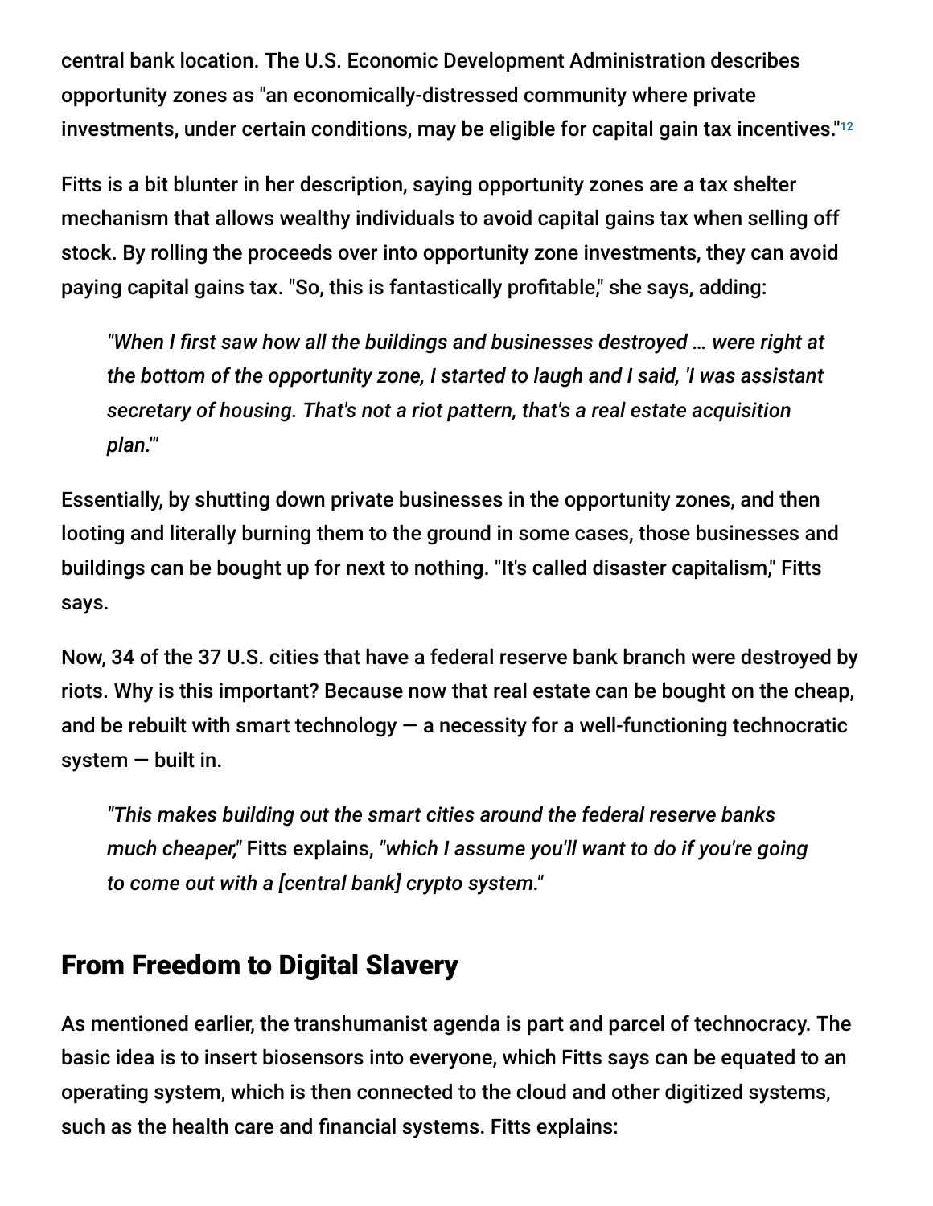central bank location. The U.S. Economic Development Administration describes opportunity zones as "an economically-distressed community where private investments, under certain conditions, may be eligible for capital gain tax incentives."[12]

Fitts is a bit blunter in her description, saying opportunity zones are a tax shelter mechanism that allows wealthy individuals to avoid capital gains tax when selling off stock. By rolling the proceeds over into opportunity zone investments, they can avoid paying capital gains tax. "So, this is fantastically profitable," she says, adding:

> *"When I first saw how all the buildings and businesses destroyed … were right at the bottom of the opportunity zone, I started to laugh and I said, 'I was assistant secretary of housing. That's not a riot pattern, that's a real estate acquisition plan.'"*

Essentially, by shutting down private businesses in the opportunity zones, and then looting and literally burning them to the ground in some cases, those businesses and buildings can be bought up for next to nothing. "It's called disaster capitalism," Fitts says.

Now, 34 of the 37 U.S. cities that have a federal reserve bank branch were destroyed by riots. Why is this important? Because now that real estate can be bought on the cheap, and be rebuilt with smart technology — a necessity for a well-functioning technocratic system — built in.

> *"This makes building out the smart cities around the federal reserve banks much cheaper,"* Fitts explains, *"which I assume you'll want to do if you're going to come out with a [central bank] crypto system."*

## From Freedom to Digital Slavery

As mentioned earlier, the transhumanist agenda is part and parcel of technocracy. The basic idea is to insert biosensors into everyone, which Fitts says can be equated to an operating system, which is then connected to the cloud and other digitized systems, such as the health care and financial systems. Fitts explains: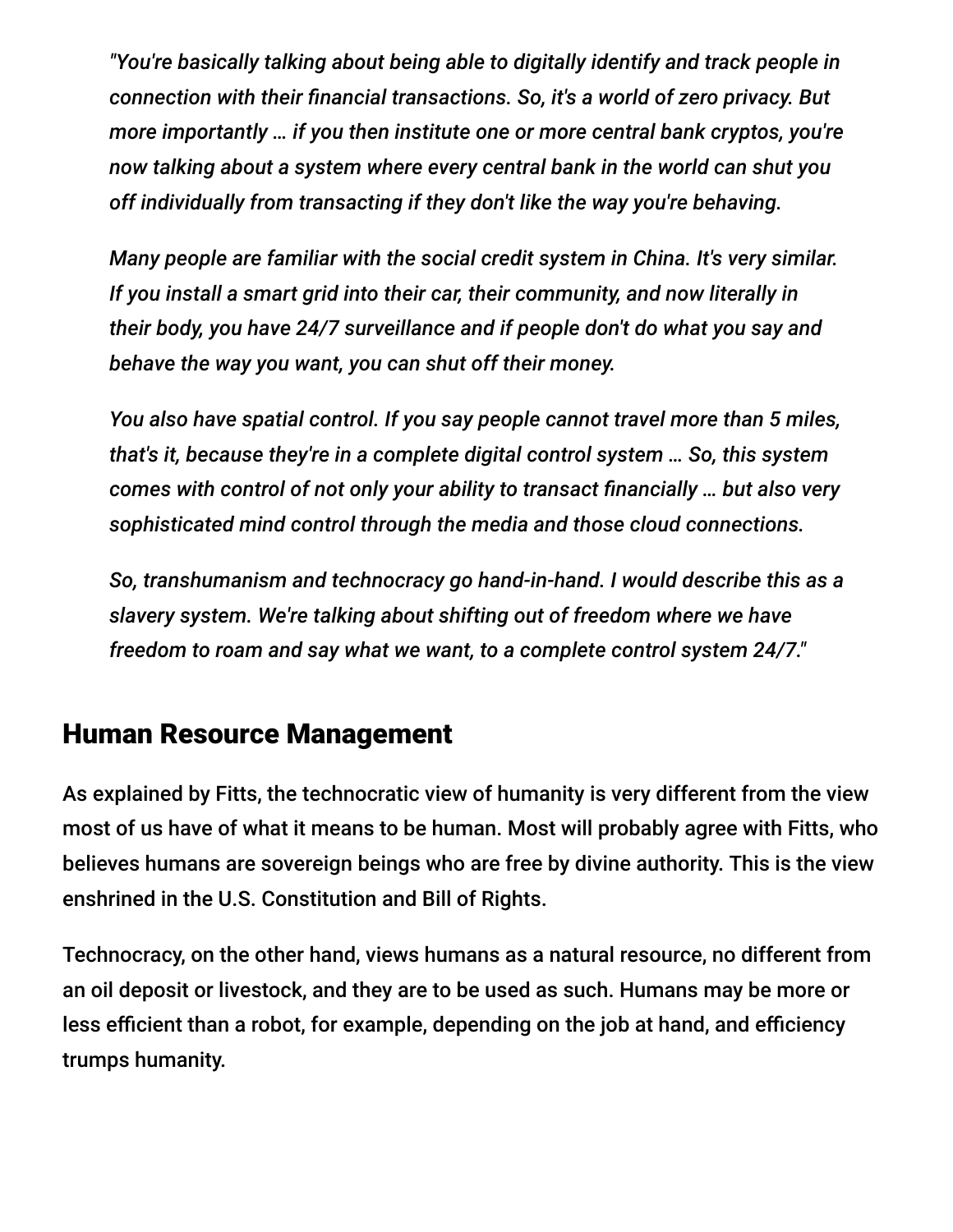*"You're basically talking about being able to digitally identify and track people in connection with their financial transactions. So, it's a world of zero privacy. But more importantly … if you then institute one or more central bank cryptos, you're now talking about a system where every central bank in the world can shut you off individually from transacting if they don't like the way you're behaving.*

*Many people are familiar with the social credit system in China. It's very similar. If you install a smart grid into their car, their community, and now literally in their body, you have 24/7 surveillance and if people don't do what you say and behave the way you want, you can shut off their money.*

*You also have spatial control. If you say people cannot travel more than 5 miles, that's it, because they're in a complete digital control system … So, this system comes with control of not only your ability to transact financially … but also very sophisticated mind control through the media and those cloud connections.*

*So, transhumanism and technocracy go hand-in-hand. I would describe this as a slavery system. We're talking about shifting out of freedom where we have freedom to roam and say what we want, to a complete control system 24/7."*

## Human Resource Management

As explained by Fitts, the technocratic view of humanity is very different from the view most of us have of what it means to be human. Most will probably agree with Fitts, who believes humans are sovereign beings who are free by divine authority. This is the view enshrined in the U.S. Constitution and Bill of Rights.

Technocracy, on the other hand, views humans as a natural resource, no different from an oil deposit or livestock, and they are to be used as such. Humans may be more or less efficient than a robot, for example, depending on the job at hand, and efficiency trumps humanity.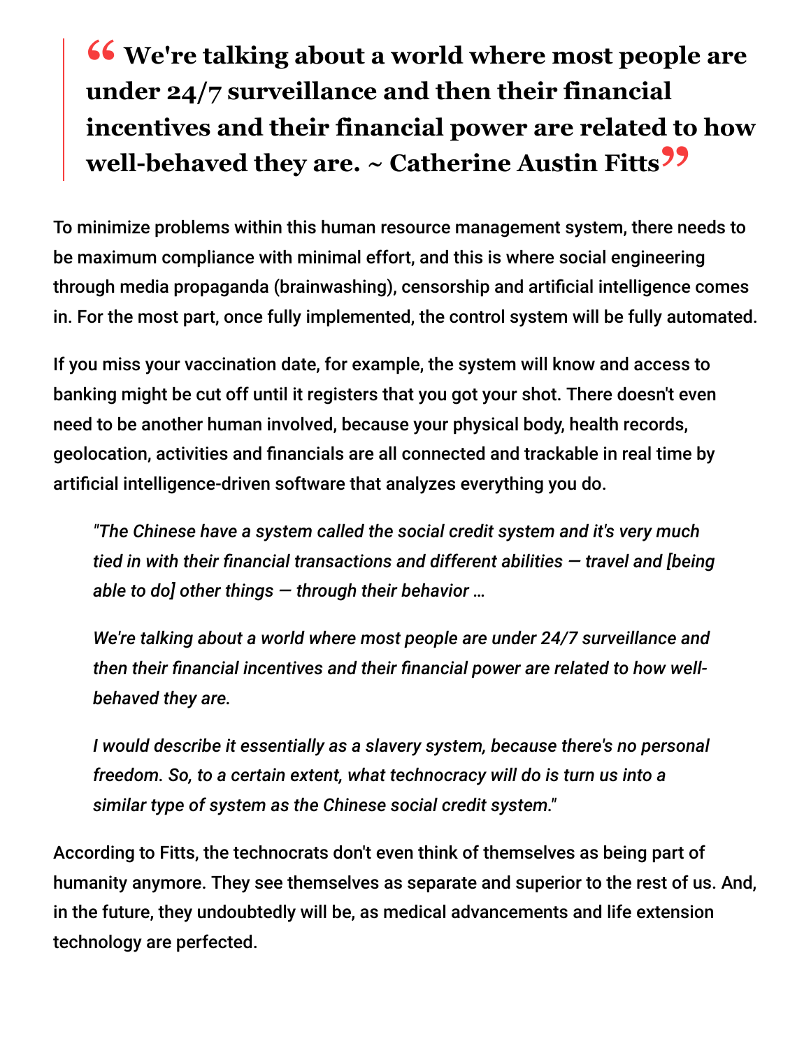> **"We're talking about a world where most people are under 24/7 surveillance and then their financial incentives and their financial power are related to how well-behaved they are. ~ Catherine Austin Fitts"**

To minimize problems within this human resource management system, there needs to be maximum compliance with minimal effort, and this is where social engineering through media propaganda (brainwashing), censorship and artificial intelligence comes in. For the most part, once fully implemented, the control system will be fully automated.

If you miss your vaccination date, for example, the system will know and access to banking might be cut off until it registers that you got your shot. There doesn't even need to be another human involved, because your physical body, health records, geolocation, activities and financials are all connected and trackable in real time by artificial intelligence-driven software that analyzes everything you do.

> *"The Chinese have a system called the social credit system and it's very much tied in with their financial transactions and different abilities — travel and [being able to do] other things — through their behavior …*
>
> *We're talking about a world where most people are under 24/7 surveillance and then their financial incentives and their financial power are related to how well-behaved they are.*
>
> *I would describe it essentially as a slavery system, because there's no personal freedom. So, to a certain extent, what technocracy will do is turn us into a similar type of system as the Chinese social credit system."*

According to Fitts, the technocrats don't even think of themselves as being part of humanity anymore. They see themselves as separate and superior to the rest of us. And, in the future, they undoubtedly will be, as medical advancements and life extension technology are perfected.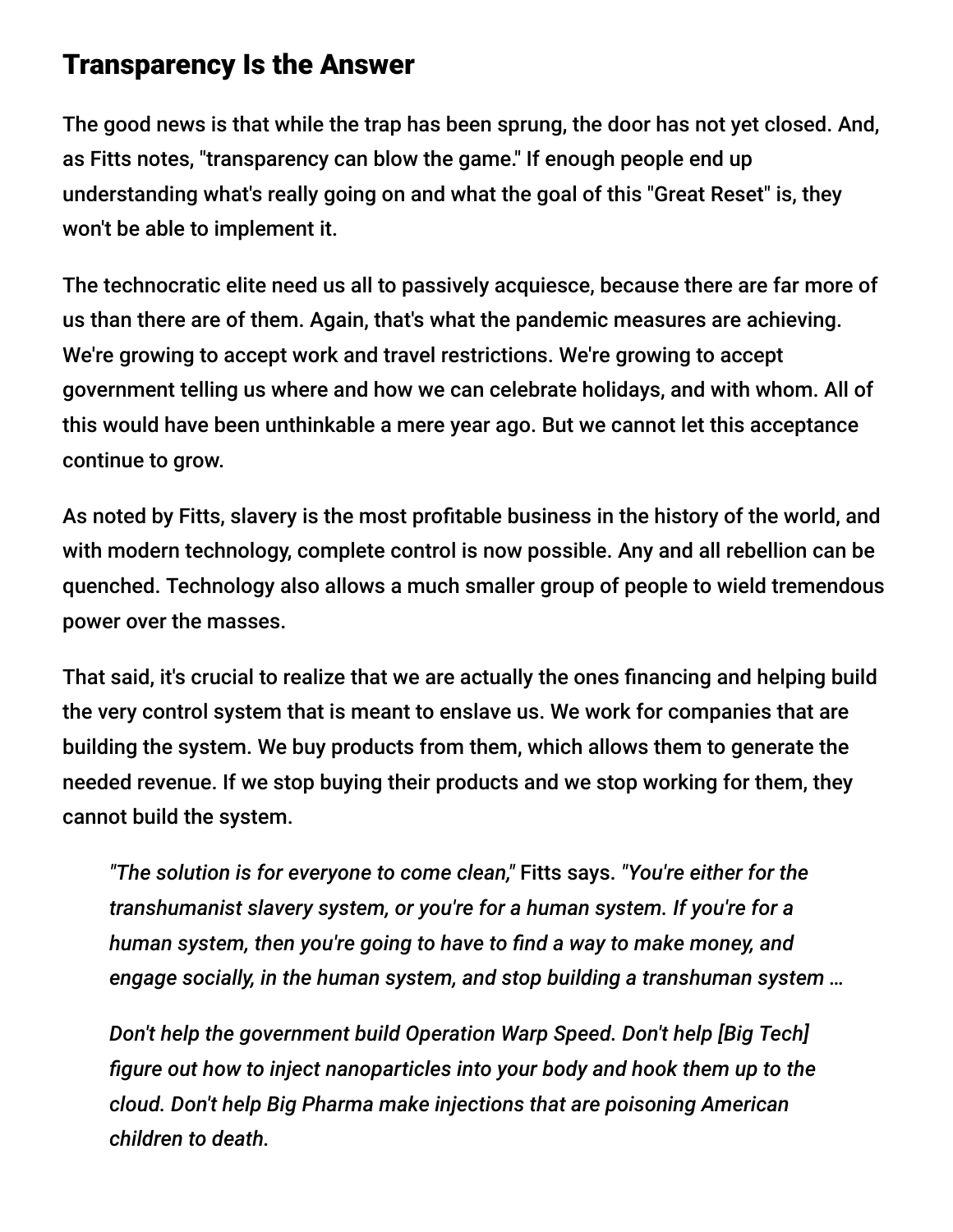## Transparency Is the Answer

The good news is that while the trap has been sprung, the door has not yet closed. And, as Fitts notes, "transparency can blow the game." If enough people end up understanding what's really going on and what the goal of this "Great Reset" is, they won't be able to implement it.

The technocratic elite need us all to passively acquiesce, because there are far more of us than there are of them. Again, that's what the pandemic measures are achieving. We're growing to accept work and travel restrictions. We're growing to accept government telling us where and how we can celebrate holidays, and with whom. All of this would have been unthinkable a mere year ago. But we cannot let this acceptance continue to grow.

As noted by Fitts, slavery is the most profitable business in the history of the world, and with modern technology, complete control is now possible. Any and all rebellion can be quenched. Technology also allows a much smaller group of people to wield tremendous power over the masses.

That said, it's crucial to realize that we are actually the ones financing and helping build the very control system that is meant to enslave us. We work for companies that are building the system. We buy products from them, which allows them to generate the needed revenue. If we stop buying their products and we stop working for them, they cannot build the system.

> *"The solution is for everyone to come clean,"* Fitts says. *"You're either for the transhumanist slavery system, or you're for a human system. If you're for a human system, then you're going to have to find a way to make money, and engage socially, in the human system, and stop building a transhuman system …*
>
> *Don't help the government build Operation Warp Speed. Don't help [Big Tech] figure out how to inject nanoparticles into your body and hook them up to the cloud. Don't help Big Pharma make injections that are poisoning American children to death.*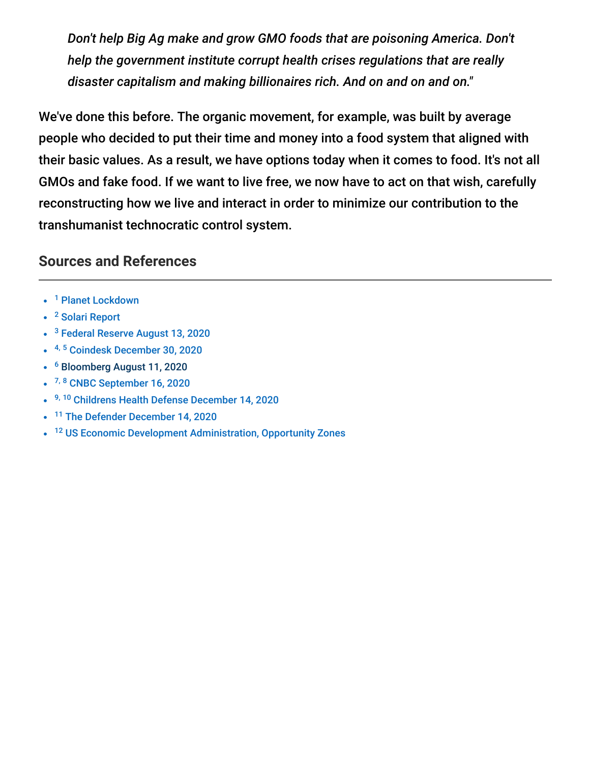> *Don't help Big Ag make and grow GMO foods that are poisoning America. Don't help the government institute corrupt health crises regulations that are really disaster capitalism and making billionaires rich. And on and on and on."*

We've done this before. The organic movement, for example, was built by average people who decided to put their time and money into a food system that aligned with their basic values. As a result, we have options today when it comes to food. It's not all GMOs and fake food. If we want to live free, we now have to act on that wish, carefully reconstructing how we live and interact in order to minimize our contribution to the transhumanist technocratic control system.

## Sources and References

- [1] Planet Lockdown
- [2] Solari Report
- [3] Federal Reserve August 13, 2020
- [4, 5] Coindesk December 30, 2020
- [6] Bloomberg August 11, 2020
- [7, 8] CNBC September 16, 2020
- [9, 10] Childrens Health Defense December 14, 2020
- [11] The Defender December 14, 2020
- [12] US Economic Development Administration, Opportunity Zones